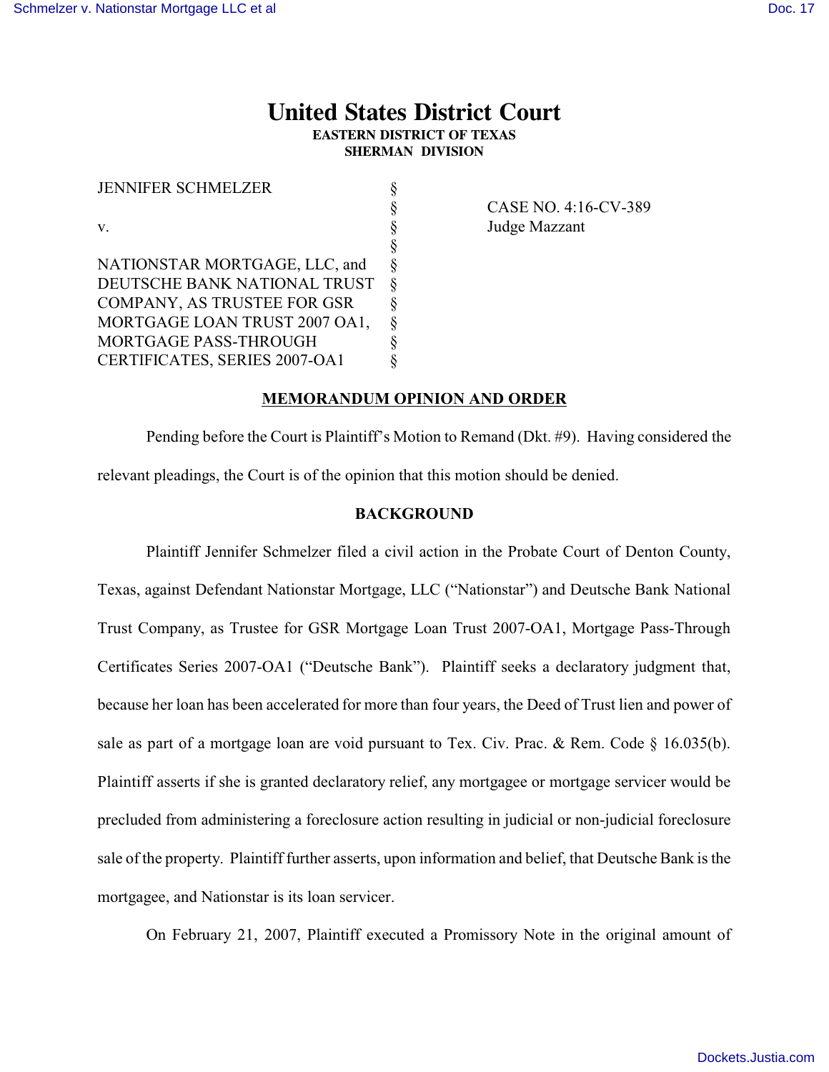# United States District Court

**EASTERN DISTRICT OF TEXAS**
**SHERMAN DIVISION**

| | | |
|---|---|---|
| JENNIFER SCHMELZER | § | |
| | § | CASE NO. 4:16-CV-389 |
| v. | § | Judge Mazzant |
| | § | |
| NATIONSTAR MORTGAGE, LLC, and DEUTSCHE BANK NATIONAL TRUST COMPANY, AS TRUSTEE FOR GSR MORTGAGE LOAN TRUST 2007 OA1, MORTGAGE PASS-THROUGH CERTIFICATES, SERIES 2007-OA1 | § | |

## MEMORANDUM OPINION AND ORDER

Pending before the Court is Plaintiff's Motion to Remand (Dkt. #9). Having considered the relevant pleadings, the Court is of the opinion that this motion should be denied.

### BACKGROUND

Plaintiff Jennifer Schmelzer filed a civil action in the Probate Court of Denton County, Texas, against Defendant Nationstar Mortgage, LLC ("Nationstar") and Deutsche Bank National Trust Company, as Trustee for GSR Mortgage Loan Trust 2007-OA1, Mortgage Pass-Through Certificates Series 2007-OA1 ("Deutsche Bank"). Plaintiff seeks a declaratory judgment that, because her loan has been accelerated for more than four years, the Deed of Trust lien and power of sale as part of a mortgage loan are void pursuant to Tex. Civ. Prac. & Rem. Code § 16.035(b). Plaintiff asserts if she is granted declaratory relief, any mortgagee or mortgage servicer would be precluded from administering a foreclosure action resulting in judicial or non-judicial foreclosure sale of the property. Plaintiff further asserts, upon information and belief, that Deutsche Bank is the mortgagee, and Nationstar is its loan servicer.

On February 21, 2007, Plaintiff executed a Promissory Note in the original amount of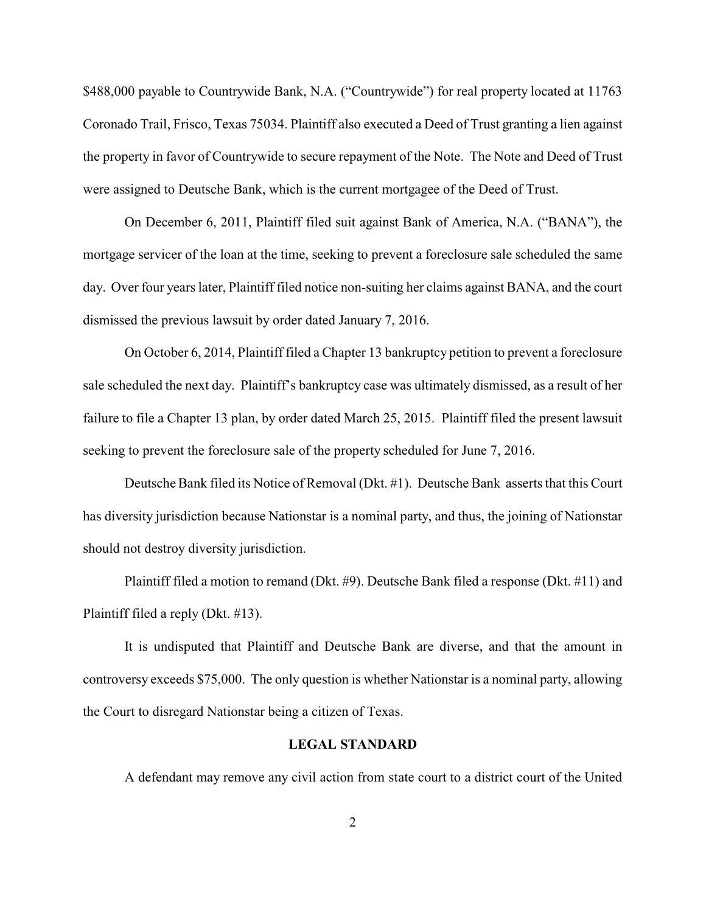$488,000 payable to Countrywide Bank, N.A. ("Countrywide") for real property located at 11763 Coronado Trail, Frisco, Texas 75034. Plaintiff also executed a Deed of Trust granting a lien against the property in favor of Countrywide to secure repayment of the Note. The Note and Deed of Trust were assigned to Deutsche Bank, which is the current mortgagee of the Deed of Trust.

On December 6, 2011, Plaintiff filed suit against Bank of America, N.A. ("BANA"), the mortgage servicer of the loan at the time, seeking to prevent a foreclosure sale scheduled the same day. Over four years later, Plaintiff filed notice non-suiting her claims against BANA, and the court dismissed the previous lawsuit by order dated January 7, 2016.

On October 6, 2014, Plaintiff filed a Chapter 13 bankruptcy petition to prevent a foreclosure sale scheduled the next day. Plaintiff's bankruptcy case was ultimately dismissed, as a result of her failure to file a Chapter 13 plan, by order dated March 25, 2015. Plaintiff filed the present lawsuit seeking to prevent the foreclosure sale of the property scheduled for June 7, 2016.

Deutsche Bank filed its Notice of Removal (Dkt. #1). Deutsche Bank asserts that this Court has diversity jurisdiction because Nationstar is a nominal party, and thus, the joining of Nationstar should not destroy diversity jurisdiction.

Plaintiff filed a motion to remand (Dkt. #9). Deutsche Bank filed a response (Dkt. #11) and Plaintiff filed a reply (Dkt. #13).

It is undisputed that Plaintiff and Deutsche Bank are diverse, and that the amount in controversy exceeds $75,000. The only question is whether Nationstar is a nominal party, allowing the Court to disregard Nationstar being a citizen of Texas.

## LEGAL STANDARD

A defendant may remove any civil action from state court to a district court of the United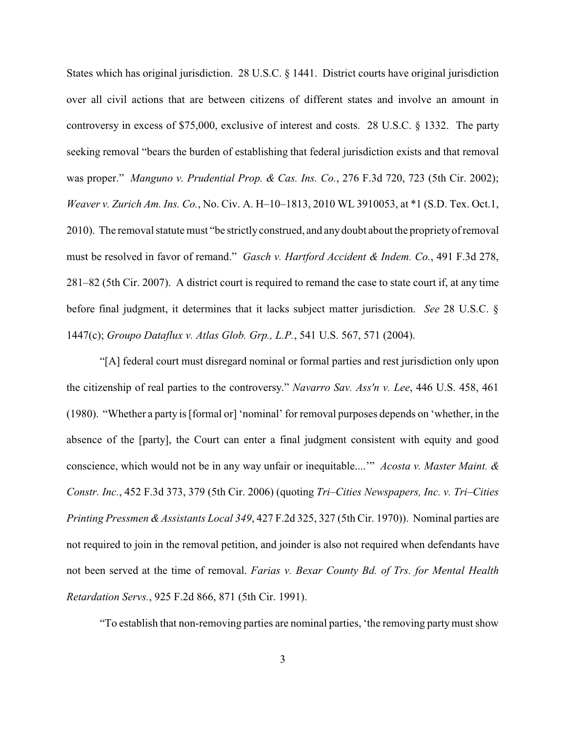States which has original jurisdiction. 28 U.S.C. § 1441. District courts have original jurisdiction over all civil actions that are between citizens of different states and involve an amount in controversy in excess of $75,000, exclusive of interest and costs. 28 U.S.C. § 1332. The party seeking removal "bears the burden of establishing that federal jurisdiction exists and that removal was proper." *Manguno v. Prudential Prop. & Cas. Ins. Co.*, 276 F.3d 720, 723 (5th Cir. 2002); *Weaver v. Zurich Am. Ins. Co.*, No. Civ. A. H–10–1813, 2010 WL 3910053, at *1 (S.D. Tex. Oct.1, 2010). The removal statute must "be strictly construed, and any doubt about the propriety of removal must be resolved in favor of remand." *Gasch v. Hartford Accident & Indem. Co.*, 491 F.3d 278, 281–82 (5th Cir. 2007). A district court is required to remand the case to state court if, at any time before final judgment, it determines that it lacks subject matter jurisdiction. *See* 28 U.S.C. § 1447(c); *Groupo Dataflux v. Atlas Glob. Grp., L.P.*, 541 U.S. 567, 571 (2004).

"[A] federal court must disregard nominal or formal parties and rest jurisdiction only upon the citizenship of real parties to the controversy." *Navarro Sav. Ass'n v. Lee*, 446 U.S. 458, 461 (1980). "Whether a party is [formal or] 'nominal' for removal purposes depends on 'whether, in the absence of the [party], the Court can enter a final judgment consistent with equity and good conscience, which would not be in any way unfair or inequitable....'" *Acosta v. Master Maint. & Constr. Inc.*, 452 F.3d 373, 379 (5th Cir. 2006) (quoting *Tri–Cities Newspapers, Inc. v. Tri–Cities Printing Pressmen & Assistants Local 349*, 427 F.2d 325, 327 (5th Cir. 1970)). Nominal parties are not required to join in the removal petition, and joinder is also not required when defendants have not been served at the time of removal. *Farias v. Bexar County Bd. of Trs. for Mental Health Retardation Servs.*, 925 F.2d 866, 871 (5th Cir. 1991).

"To establish that non-removing parties are nominal parties, 'the removing party must show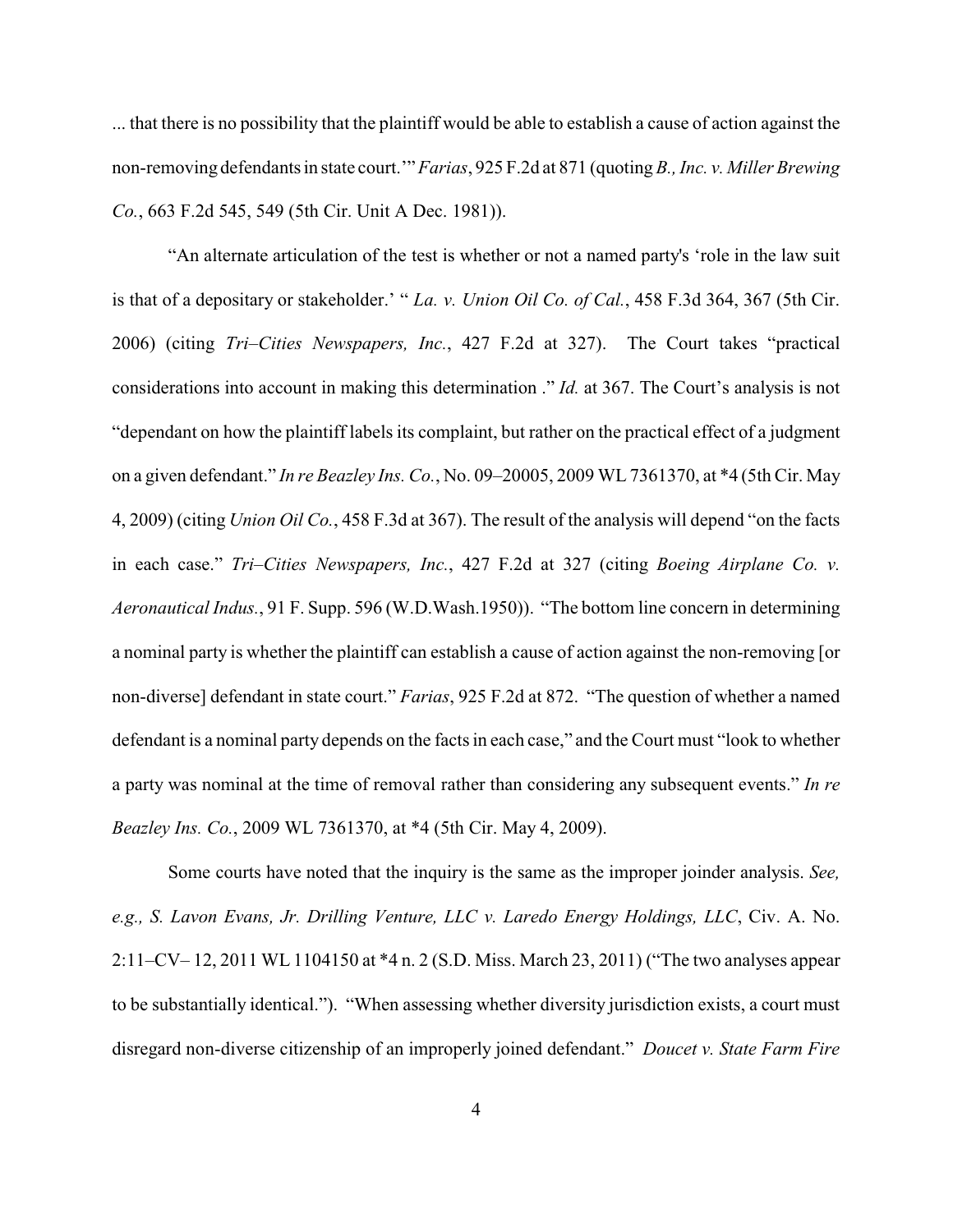... that there is no possibility that the plaintiff would be able to establish a cause of action against the non-removing defendants in state court.'" *Farias*, 925 F.2d at 871 (quoting *B., Inc. v. Miller Brewing Co.*, 663 F.2d 545, 549 (5th Cir. Unit A Dec. 1981)).

"An alternate articulation of the test is whether or not a named party's 'role in the law suit is that of a depositary or stakeholder.' " *La. v. Union Oil Co. of Cal.*, 458 F.3d 364, 367 (5th Cir. 2006) (citing *Tri–Cities Newspapers, Inc.*, 427 F.2d at 327). The Court takes "practical considerations into account in making this determination ." *Id.* at 367. The Court's analysis is not "dependant on how the plaintiff labels its complaint, but rather on the practical effect of a judgment on a given defendant." *In re Beazley Ins. Co.*, No. 09–20005, 2009 WL 7361370, at *4 (5th Cir. May 4, 2009) (citing *Union Oil Co.*, 458 F.3d at 367). The result of the analysis will depend "on the facts in each case." *Tri–Cities Newspapers, Inc.*, 427 F.2d at 327 (citing *Boeing Airplane Co. v. Aeronautical Indus.*, 91 F. Supp. 596 (W.D.Wash.1950)). "The bottom line concern in determining a nominal party is whether the plaintiff can establish a cause of action against the non-removing [or non-diverse] defendant in state court." *Farias*, 925 F.2d at 872. "The question of whether a named defendant is a nominal party depends on the facts in each case," and the Court must "look to whether a party was nominal at the time of removal rather than considering any subsequent events." *In re Beazley Ins. Co.*, 2009 WL 7361370, at *4 (5th Cir. May 4, 2009).

Some courts have noted that the inquiry is the same as the improper joinder analysis. *See, e.g., S. Lavon Evans, Jr. Drilling Venture, LLC v. Laredo Energy Holdings, LLC*, Civ. A. No. 2:11–CV– 12, 2011 WL 1104150 at *4 n. 2 (S.D. Miss. March 23, 2011) ("The two analyses appear to be substantially identical."). "When assessing whether diversity jurisdiction exists, a court must disregard non-diverse citizenship of an improperly joined defendant." *Doucet v. State Farm Fire*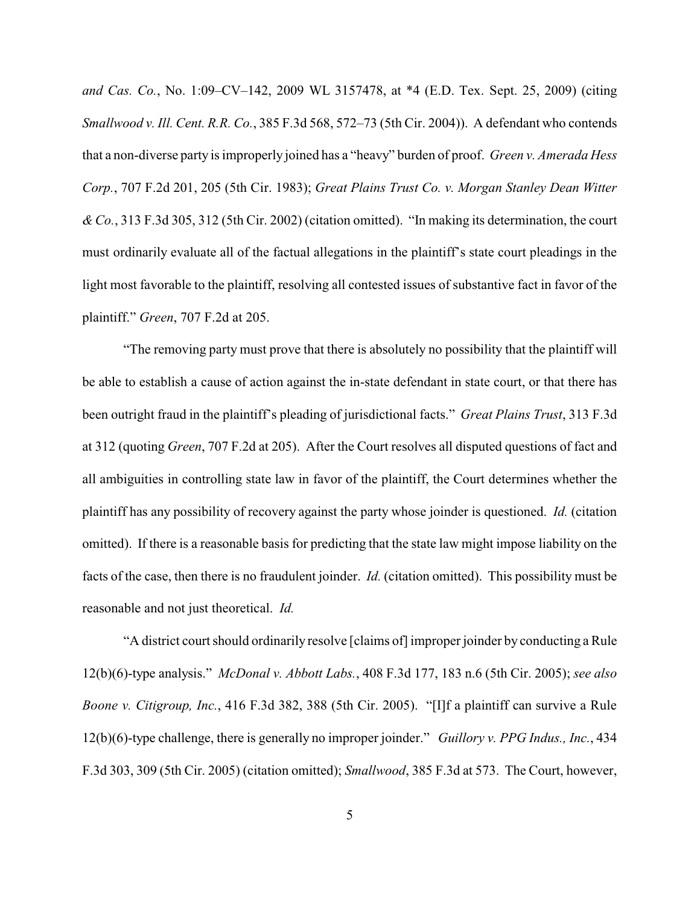*and Cas. Co.*, No. 1:09–CV–142, 2009 WL 3157478, at *4 (E.D. Tex. Sept. 25, 2009) (citing *Smallwood v. Ill. Cent. R.R. Co.*, 385 F.3d 568, 572–73 (5th Cir. 2004)). A defendant who contends that a non-diverse party is improperly joined has a "heavy" burden of proof. *Green v. Amerada Hess Corp.*, 707 F.2d 201, 205 (5th Cir. 1983); *Great Plains Trust Co. v. Morgan Stanley Dean Witter & Co.*, 313 F.3d 305, 312 (5th Cir. 2002) (citation omitted). "In making its determination, the court must ordinarily evaluate all of the factual allegations in the plaintiff's state court pleadings in the light most favorable to the plaintiff, resolving all contested issues of substantive fact in favor of the plaintiff." *Green*, 707 F.2d at 205.

"The removing party must prove that there is absolutely no possibility that the plaintiff will be able to establish a cause of action against the in-state defendant in state court, or that there has been outright fraud in the plaintiff's pleading of jurisdictional facts." *Great Plains Trust*, 313 F.3d at 312 (quoting *Green*, 707 F.2d at 205). After the Court resolves all disputed questions of fact and all ambiguities in controlling state law in favor of the plaintiff, the Court determines whether the plaintiff has any possibility of recovery against the party whose joinder is questioned. *Id.* (citation omitted). If there is a reasonable basis for predicting that the state law might impose liability on the facts of the case, then there is no fraudulent joinder. *Id.* (citation omitted). This possibility must be reasonable and not just theoretical. *Id.*

"A district court should ordinarily resolve [claims of] improper joinder by conducting a Rule 12(b)(6)-type analysis." *McDonal v. Abbott Labs.*, 408 F.3d 177, 183 n.6 (5th Cir. 2005); *see also Boone v. Citigroup, Inc.*, 416 F.3d 382, 388 (5th Cir. 2005). "[I]f a plaintiff can survive a Rule 12(b)(6)-type challenge, there is generally no improper joinder." *Guillory v. PPG Indus., Inc.*, 434 F.3d 303, 309 (5th Cir. 2005) (citation omitted); *Smallwood*, 385 F.3d at 573. The Court, however,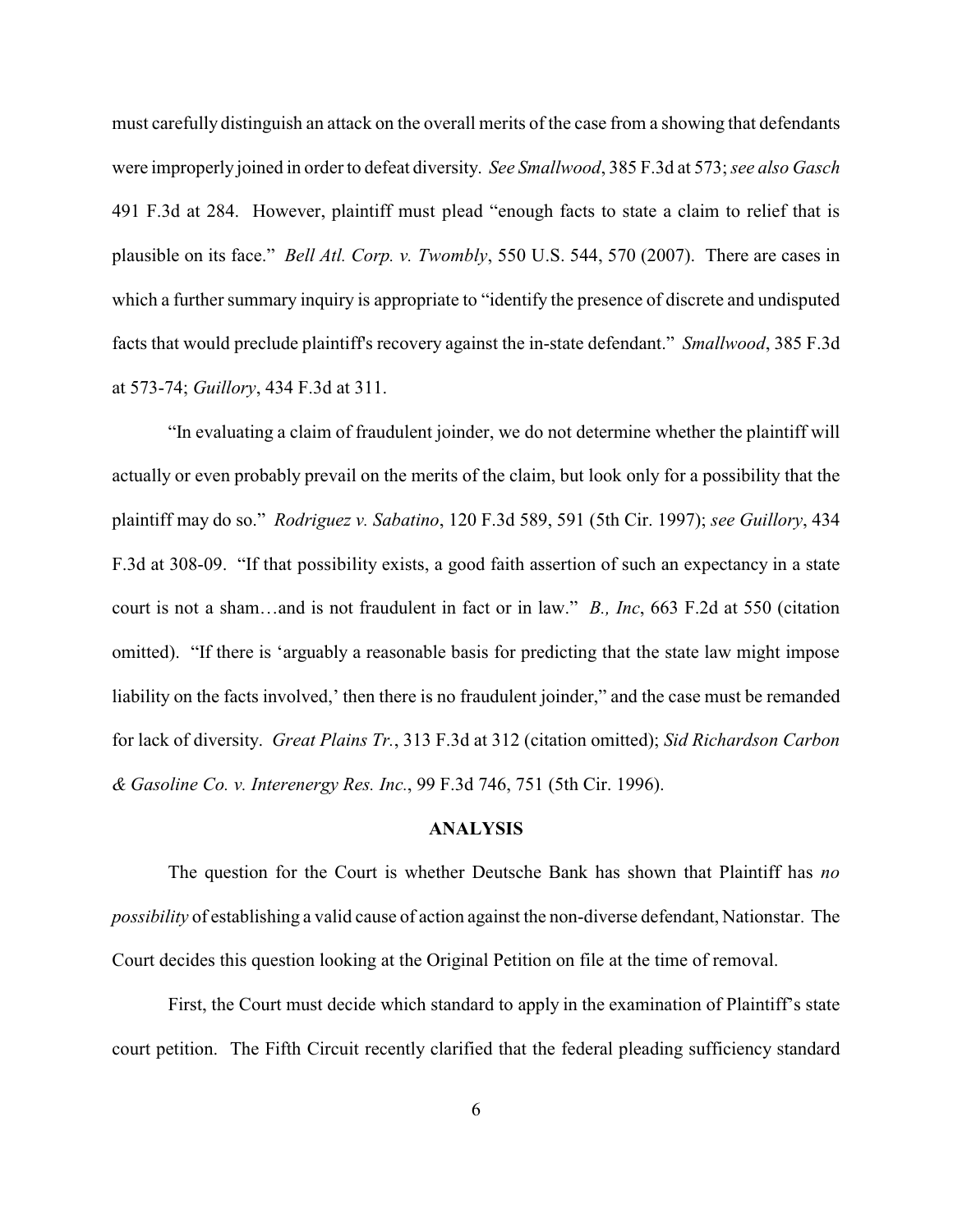must carefully distinguish an attack on the overall merits of the case from a showing that defendants were improperly joined in order to defeat diversity. *See Smallwood*, 385 F.3d at 573; *see also Gasch* 491 F.3d at 284. However, plaintiff must plead "enough facts to state a claim to relief that is plausible on its face." *Bell Atl. Corp. v. Twombly*, 550 U.S. 544, 570 (2007). There are cases in which a further summary inquiry is appropriate to "identify the presence of discrete and undisputed facts that would preclude plaintiff's recovery against the in-state defendant." *Smallwood*, 385 F.3d at 573-74; *Guillory*, 434 F.3d at 311.

"In evaluating a claim of fraudulent joinder, we do not determine whether the plaintiff will actually or even probably prevail on the merits of the claim, but look only for a possibility that the plaintiff may do so." *Rodriguez v. Sabatino*, 120 F.3d 589, 591 (5th Cir. 1997); *see Guillory*, 434 F.3d at 308-09. "If that possibility exists, a good faith assertion of such an expectancy in a state court is not a sham…and is not fraudulent in fact or in law." *B., Inc*, 663 F.2d at 550 (citation omitted). "If there is 'arguably a reasonable basis for predicting that the state law might impose liability on the facts involved,' then there is no fraudulent joinder," and the case must be remanded for lack of diversity. *Great Plains Tr.*, 313 F.3d at 312 (citation omitted); *Sid Richardson Carbon & Gasoline Co. v. Interenergy Res. Inc.*, 99 F.3d 746, 751 (5th Cir. 1996).

## ANALYSIS

The question for the Court is whether Deutsche Bank has shown that Plaintiff has *no possibility* of establishing a valid cause of action against the non-diverse defendant, Nationstar. The Court decides this question looking at the Original Petition on file at the time of removal.

First, the Court must decide which standard to apply in the examination of Plaintiff's state court petition. The Fifth Circuit recently clarified that the federal pleading sufficiency standard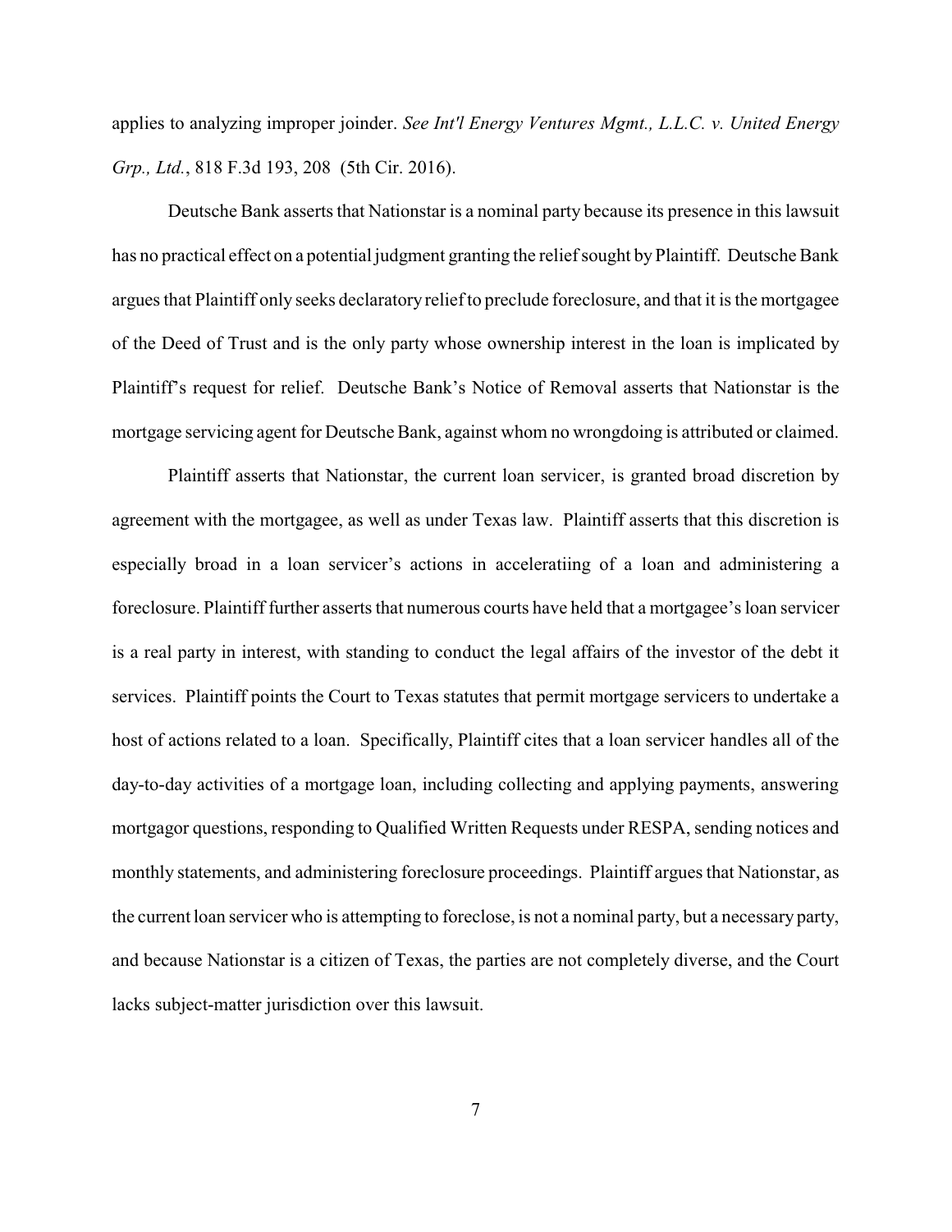applies to analyzing improper joinder. *See Int'l Energy Ventures Mgmt., L.L.C. v. United Energy Grp., Ltd.*, 818 F.3d 193, 208 (5th Cir. 2016).

Deutsche Bank asserts that Nationstar is a nominal party because its presence in this lawsuit has no practical effect on a potential judgment granting the relief sought by Plaintiff. Deutsche Bank argues that Plaintiff only seeks declaratory relief to preclude foreclosure, and that it is the mortgagee of the Deed of Trust and is the only party whose ownership interest in the loan is implicated by Plaintiff's request for relief. Deutsche Bank's Notice of Removal asserts that Nationstar is the mortgage servicing agent for Deutsche Bank, against whom no wrongdoing is attributed or claimed.

Plaintiff asserts that Nationstar, the current loan servicer, is granted broad discretion by agreement with the mortgagee, as well as under Texas law. Plaintiff asserts that this discretion is especially broad in a loan servicer's actions in acceleratiing of a loan and administering a foreclosure. Plaintiff further asserts that numerous courts have held that a mortgagee's loan servicer is a real party in interest, with standing to conduct the legal affairs of the investor of the debt it services. Plaintiff points the Court to Texas statutes that permit mortgage servicers to undertake a host of actions related to a loan. Specifically, Plaintiff cites that a loan servicer handles all of the day-to-day activities of a mortgage loan, including collecting and applying payments, answering mortgagor questions, responding to Qualified Written Requests under RESPA, sending notices and monthly statements, and administering foreclosure proceedings. Plaintiff argues that Nationstar, as the current loan servicer who is attempting to foreclose, is not a nominal party, but a necessary party, and because Nationstar is a citizen of Texas, the parties are not completely diverse, and the Court lacks subject-matter jurisdiction over this lawsuit.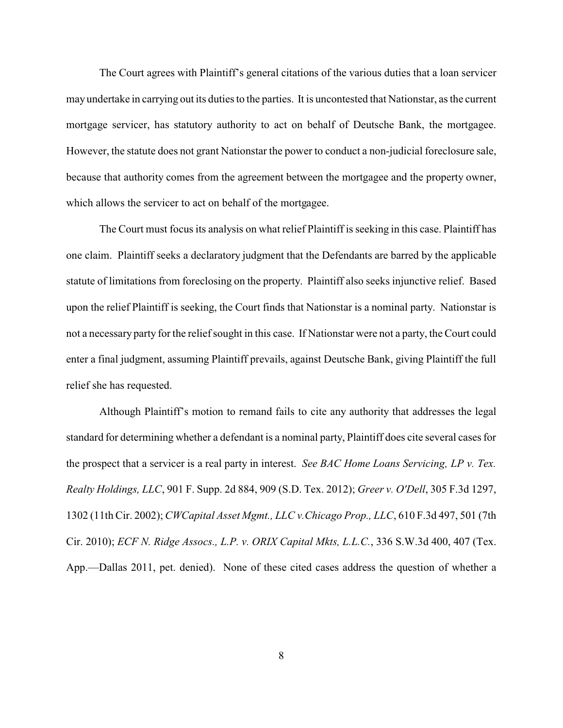The Court agrees with Plaintiff's general citations of the various duties that a loan servicer may undertake in carrying out its duties to the parties. It is uncontested that Nationstar, as the current mortgage servicer, has statutory authority to act on behalf of Deutsche Bank, the mortgagee. However, the statute does not grant Nationstar the power to conduct a non-judicial foreclosure sale, because that authority comes from the agreement between the mortgagee and the property owner, which allows the servicer to act on behalf of the mortgagee.

The Court must focus its analysis on what relief Plaintiff is seeking in this case. Plaintiff has one claim. Plaintiff seeks a declaratory judgment that the Defendants are barred by the applicable statute of limitations from foreclosing on the property. Plaintiff also seeks injunctive relief. Based upon the relief Plaintiff is seeking, the Court finds that Nationstar is a nominal party. Nationstar is not a necessary party for the relief sought in this case. If Nationstar were not a party, the Court could enter a final judgment, assuming Plaintiff prevails, against Deutsche Bank, giving Plaintiff the full relief she has requested.

Although Plaintiff's motion to remand fails to cite any authority that addresses the legal standard for determining whether a defendant is a nominal party, Plaintiff does cite several cases for the prospect that a servicer is a real party in interest. *See BAC Home Loans Servicing, LP v. Tex. Realty Holdings, LLC*, 901 F. Supp. 2d 884, 909 (S.D. Tex. 2012); *Greer v. O'Dell*, 305 F.3d 1297, 1302 (11th Cir. 2002); *CWCapital Asset Mgmt., LLC v.Chicago Prop., LLC*, 610 F.3d 497, 501 (7th Cir. 2010); *ECF N. Ridge Assocs., L.P. v. ORIX Capital Mkts, L.L.C.*, 336 S.W.3d 400, 407 (Tex. App.—Dallas 2011, pet. denied). None of these cited cases address the question of whether a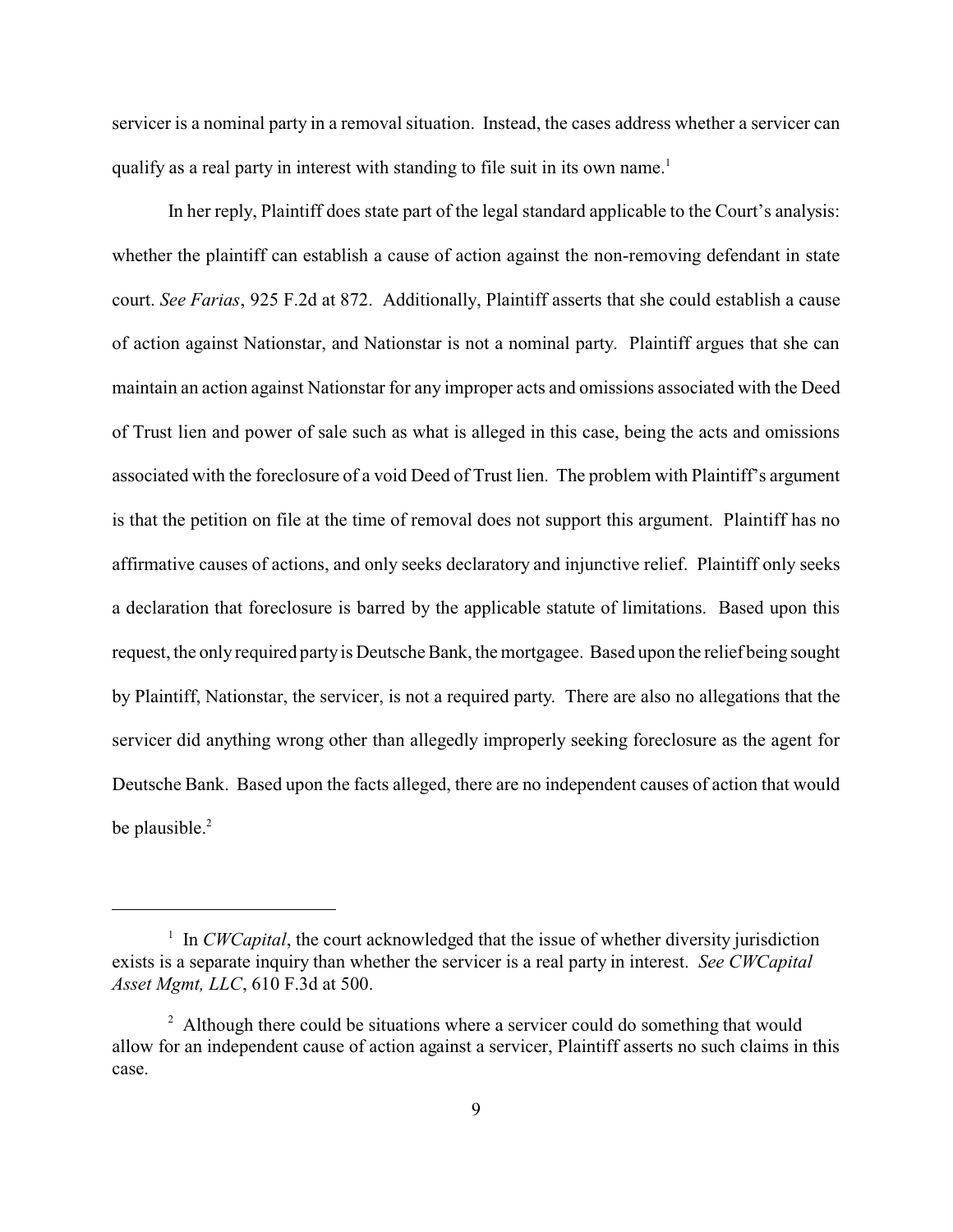servicer is a nominal party in a removal situation. Instead, the cases address whether a servicer can qualify as a real party in interest with standing to file suit in its own name.[1]

In her reply, Plaintiff does state part of the legal standard applicable to the Court's analysis: whether the plaintiff can establish a cause of action against the non-removing defendant in state court. *See Farias*, 925 F.2d at 872. Additionally, Plaintiff asserts that she could establish a cause of action against Nationstar, and Nationstar is not a nominal party. Plaintiff argues that she can maintain an action against Nationstar for any improper acts and omissions associated with the Deed of Trust lien and power of sale such as what is alleged in this case, being the acts and omissions associated with the foreclosure of a void Deed of Trust lien. The problem with Plaintiff's argument is that the petition on file at the time of removal does not support this argument. Plaintiff has no affirmative causes of actions, and only seeks declaratory and injunctive relief. Plaintiff only seeks a declaration that foreclosure is barred by the applicable statute of limitations. Based upon this request, the only required party is Deutsche Bank, the mortgagee. Based upon the relief being sought by Plaintiff, Nationstar, the servicer, is not a required party. There are also no allegations that the servicer did anything wrong other than allegedly improperly seeking foreclosure as the agent for Deutsche Bank. Based upon the facts alleged, there are no independent causes of action that would be plausible.[2]

---

[1] In *CWCapital*, the court acknowledged that the issue of whether diversity jurisdiction exists is a separate inquiry than whether the servicer is a real party in interest. *See CWCapital Asset Mgmt, LLC*, 610 F.3d at 500.

[2] Although there could be situations where a servicer could do something that would allow for an independent cause of action against a servicer, Plaintiff asserts no such claims in this case.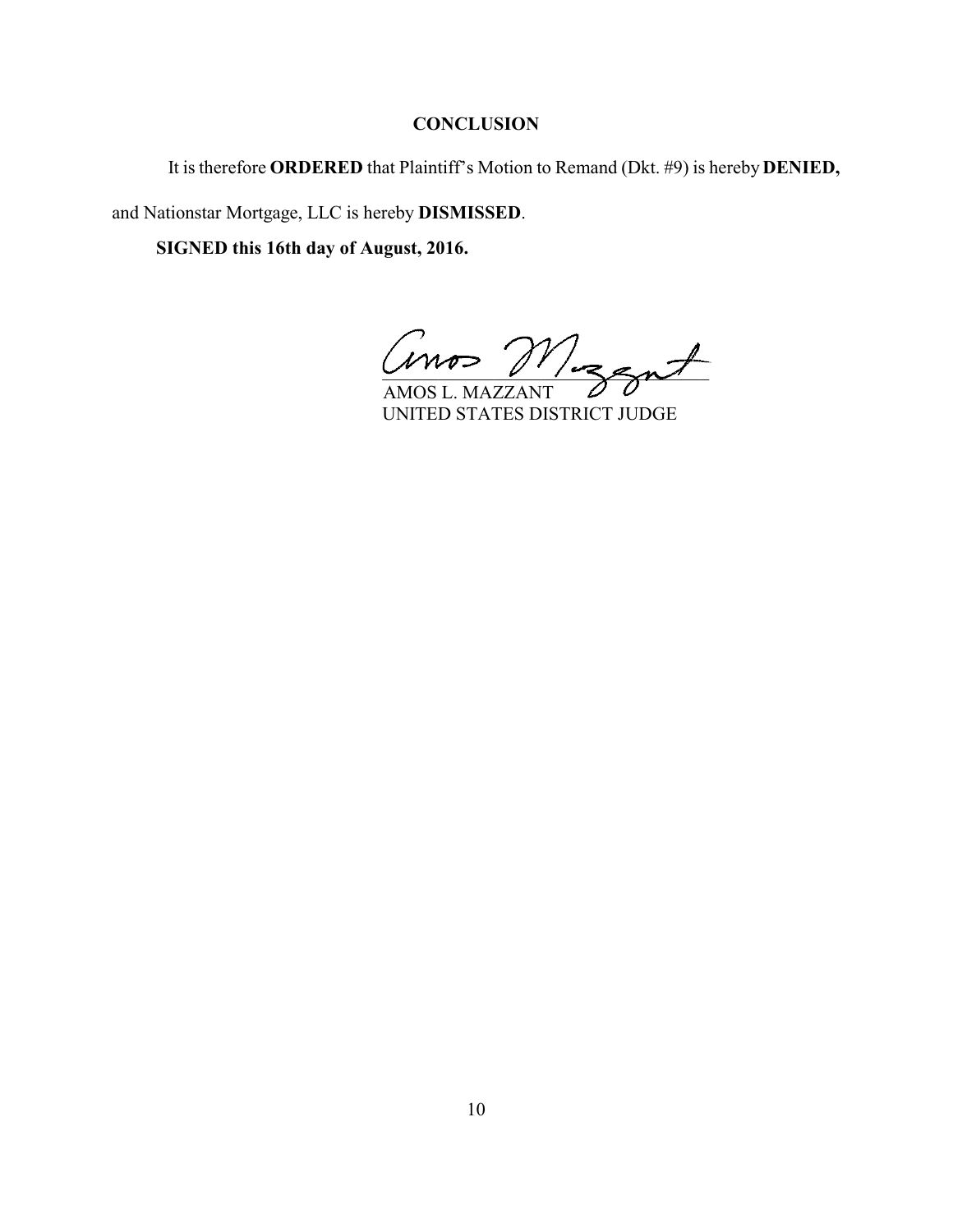## CONCLUSION

It is therefore **ORDERED** that Plaintiff's Motion to Remand (Dkt. #9) is hereby **DENIED,** and Nationstar Mortgage, LLC is hereby **DISMISSED**.

**SIGNED this 16th day of August, 2016.**

AMOS L. MAZZANT
UNITED STATES DISTRICT JUDGE